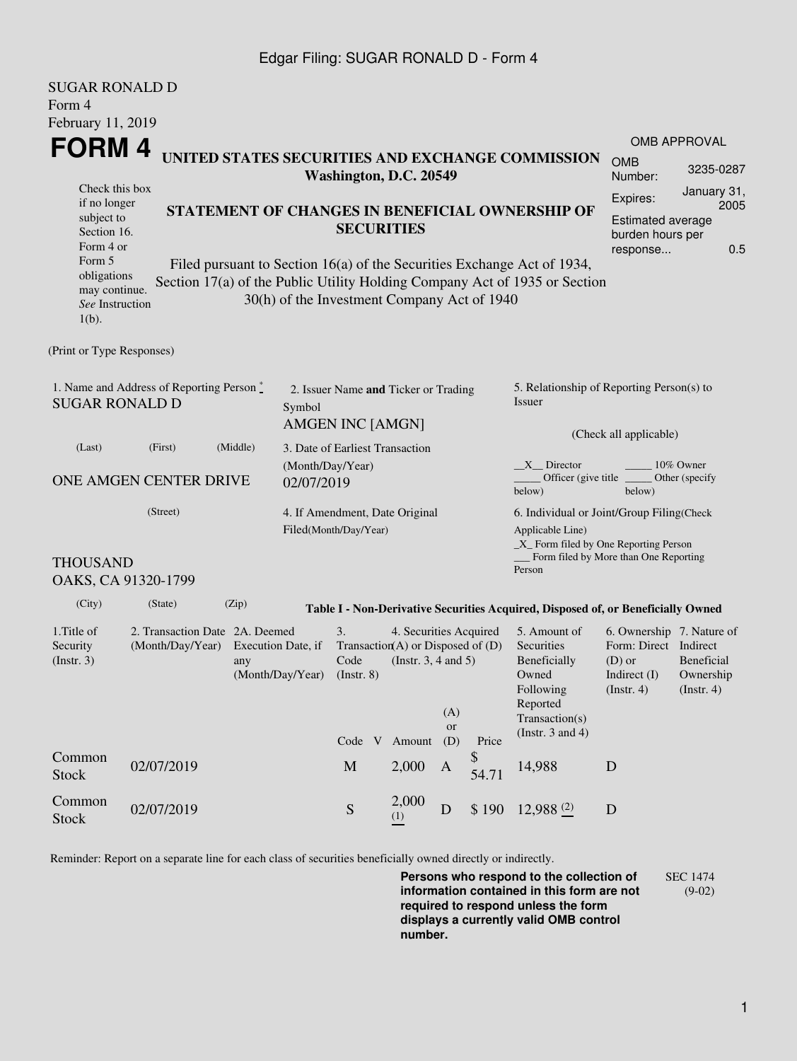Edgar Filing: SUGAR RONALD D - Form 4

SUGAR RONALD D
Form 4
February 11, 2019

# FORM 4

## UNITED STATES SECURITIES AND EXCHANGE COMMISSION
Washington, D.C. 20549

| OMB APPROVAL | |
|---|---|
| OMB Number: | 3235-0287 |
| Expires: | January 31, 2005 |
| Estimated average burden hours per response... | 0.5 |

Check this box if no longer subject to Section 16. Form 4 or Form 5 obligations may continue. *See* Instruction 1(b).

### STATEMENT OF CHANGES IN BENEFICIAL OWNERSHIP OF SECURITIES

Filed pursuant to Section 16(a) of the Securities Exchange Act of 1934, Section 17(a) of the Public Utility Holding Company Act of 1935 or Section 30(h) of the Investment Company Act of 1940

(Print or Type Responses)

1. Name and Address of Reporting Person *
SUGAR RONALD D

(Last) (First) (Middle)

ONE AMGEN CENTER DRIVE

(Street)

THOUSAND OAKS, CA 91320-1799

(City) (State) (Zip)

2. Issuer Name **and** Ticker or Trading Symbol
AMGEN INC [AMGN]

3. Date of Earliest Transaction (Month/Day/Year)
02/07/2019

4. If Amendment, Date Original Filed(Month/Day/Year)

5. Relationship of Reporting Person(s) to Issuer

(Check all applicable)

\_\_X\_\_ Director \_\_\_\_\_ 10% Owner
\_\_\_\_\_ Officer (give title below) \_\_\_\_\_ Other (specify below)

6. Individual or Joint/Group Filing(Check Applicable Line)
\_X\_ Form filed by One Reporting Person
\_\_\_ Form filed by More than One Reporting Person

**Table I - Non-Derivative Securities Acquired, Disposed of, or Beneficially Owned**

| 1.Title of Security (Instr. 3) | 2. Transaction Date (Month/Day/Year) | 2A. Deemed Execution Date, if any (Month/Day/Year) | 3. Transaction Code (Instr. 8) | | 4. Securities Acquired (A) or Disposed of (D) (Instr. 3, 4 and 5) | | | 5. Amount of Securities Beneficially Owned Following Reported Transaction(s) (Instr. 3 and 4) | 6. Ownership Form: Direct (D) or Indirect (I) (Instr. 4) | 7. Nature of Indirect Beneficial Ownership (Instr. 4) |
|---|---|---|---|---|---|---|---|---|---|---|
| | | | Code | V | Amount | (A) or (D) | Price | | | |
| Common Stock | 02/07/2019 | | M | | 2,000 | A | $ 54.71 | 14,988 | D | |
| Common Stock | 02/07/2019 | | S | | 2,000 (1) | D | $ 190 | 12,988 (2) | D | |

Reminder: Report on a separate line for each class of securities beneficially owned directly or indirectly.

**Persons who respond to the collection of information contained in this form are not required to respond unless the form displays a currently valid OMB control number.**

SEC 1474 (9-02)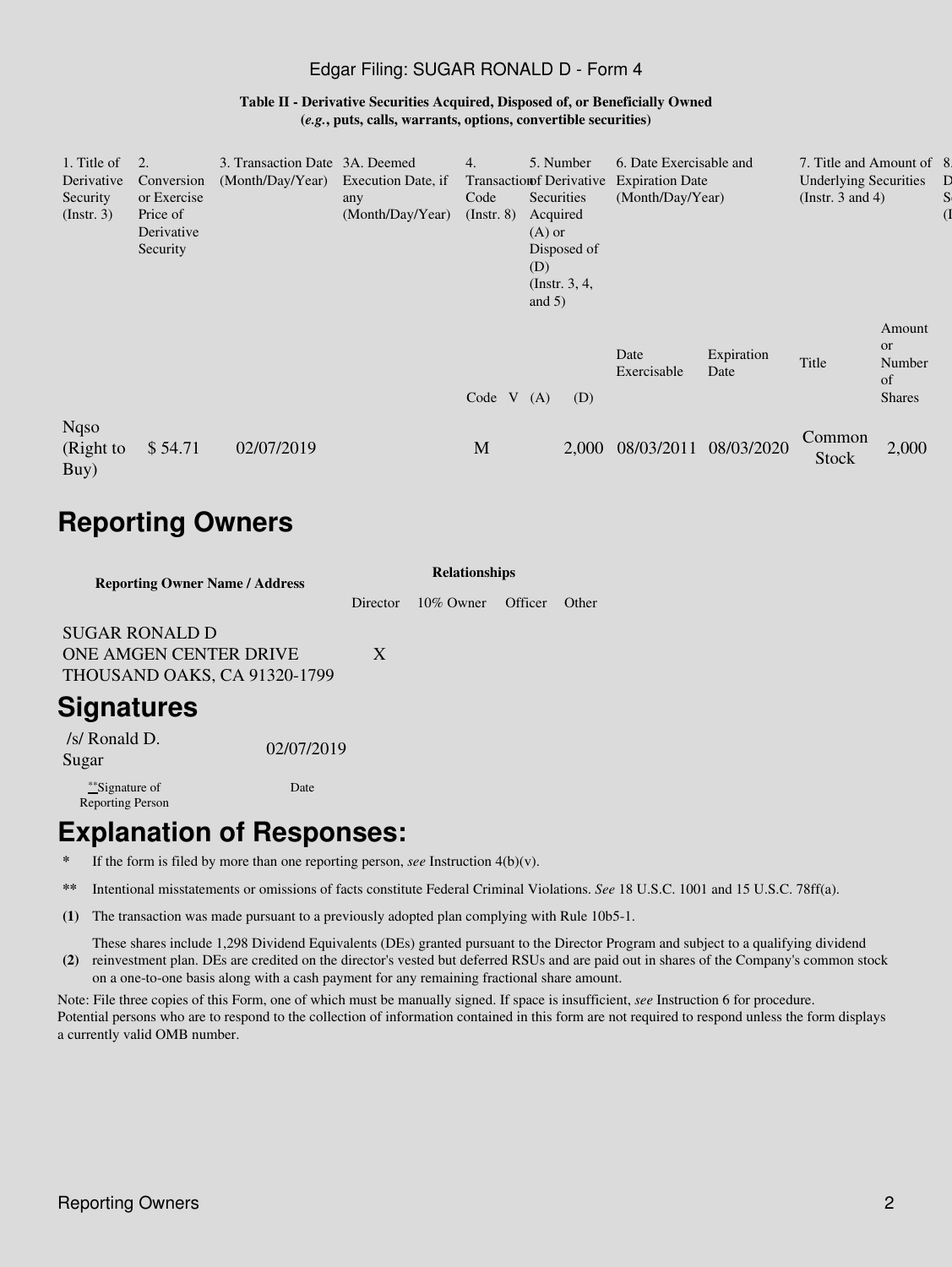Edgar Filing: SUGAR RONALD D - Form 4

**Table II - Derivative Securities Acquired, Disposed of, or Beneficially Owned**
**(*e.g.*, puts, calls, warrants, options, convertible securities)**

| 1. Title of Derivative Security (Instr. 3) | 2. Conversion or Exercise Price of Derivative Security | 3. Transaction Date (Month/Day/Year) | 3A. Deemed Execution Date, if any (Month/Day/Year) | 4. Transaction Code (Instr. 8) | | 5. Number of Derivative Securities Acquired (A) or Disposed of (D) (Instr. 3, 4, and 5) | | 6. Date Exercisable and Expiration Date (Month/Day/Year) | | 7. Title and Amount of Underlying Securities (Instr. 3 and 4) | |
|---|---|---|---|---|---|---|---|---|---|---|---|
| | | | | Code | V | (A) | (D) | Date Exercisable | Expiration Date | Title | Amount or Number of Shares |
| Nqso (Right to Buy) | $ 54.71 | 02/07/2019 | | M | | | 2,000 | 08/03/2011 | 08/03/2020 | Common Stock | 2,000 |

# Reporting Owners

| Reporting Owner Name / Address | Relationships | | | |
|---|---|---|---|---|
| | Director | 10% Owner | Officer | Other |
| SUGAR RONALD D<br>ONE AMGEN CENTER DRIVE<br>THOUSAND OAKS, CA 91320-1799 | X | | | |

# Signatures

| | |
|---|---|
| /s/ Ronald D. Sugar | 02/07/2019 |
| **Signature of Reporting Person | Date |

# Explanation of Responses:

* If the form is filed by more than one reporting person, *see* Instruction 4(b)(v).

** Intentional misstatements or omissions of facts constitute Federal Criminal Violations. *See* 18 U.S.C. 1001 and 15 U.S.C. 78ff(a).

**(1)** The transaction was made pursuant to a previously adopted plan complying with Rule 10b5-1.

**(2)** These shares include 1,298 Dividend Equivalents (DEs) granted pursuant to the Director Program and subject to a qualifying dividend reinvestment plan. DEs are credited on the director's vested but deferred RSUs and are paid out in shares of the Company's common stock on a one-to-one basis along with a cash payment for any remaining fractional share amount.

Note: File three copies of this Form, one of which must be manually signed. If space is insufficient, *see* Instruction 6 for procedure.
Potential persons who are to respond to the collection of information contained in this form are not required to respond unless the form displays a currently valid OMB number.